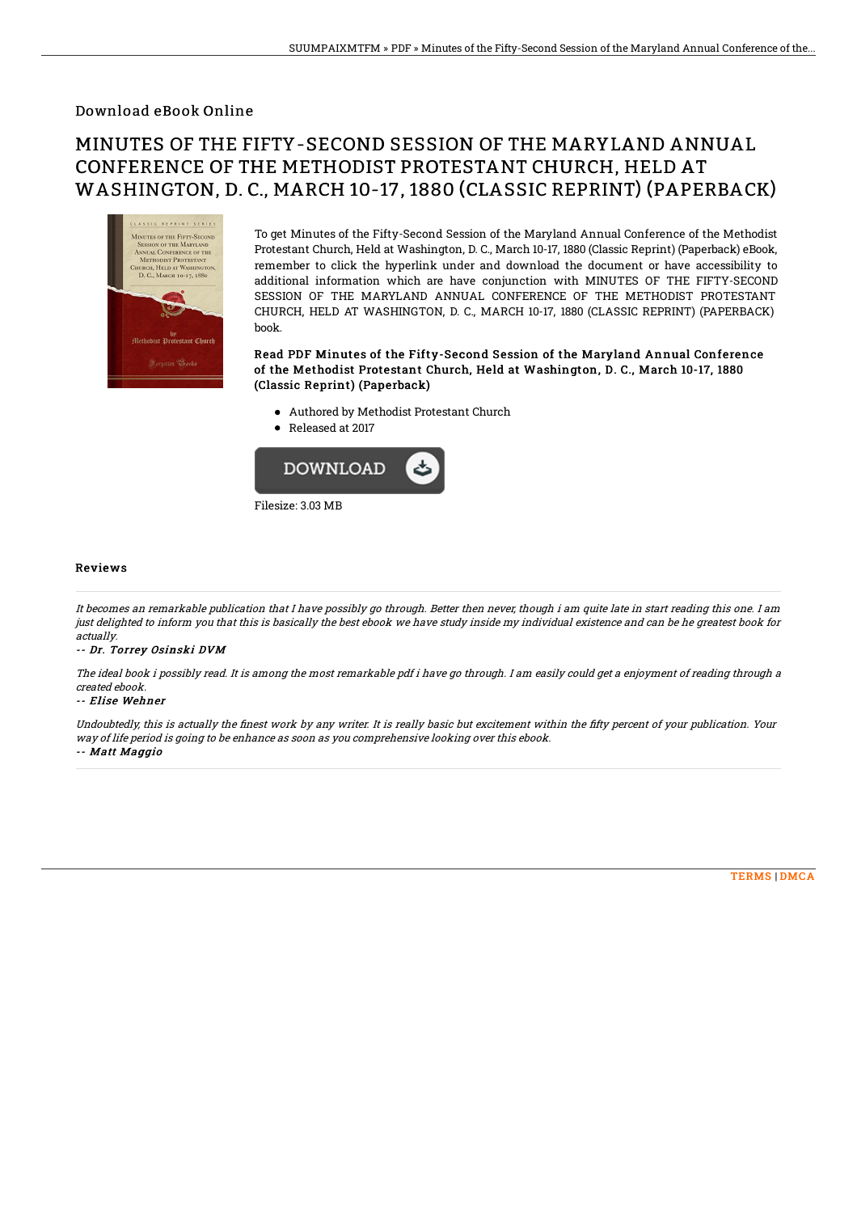## Download eBook Online

# MINUTES OF THE FIFTY-SECOND SESSION OF THE MARYLAND ANNUAL CONFERENCE OF THE METHODIST PROTESTANT CHURCH, HELD AT WASHINGTON, D. C., MARCH 10-17, 1880 (CLASSIC REPRINT) (PAPERBACK)

To get Minutes of the Fifty-Second Session of the Maryland Annual Conference of the Methodist Protestant Church, Held at Washington, D. C., March 10-17, 1880 (Classic Reprint) (Paperback) eBook, remember to click the hyperlink under and download the document or have accessibility to additional information which are have conjunction with MINUTES OF THE FIFTY-SECOND SESSION OF THE MARYLAND ANNUAL CONFERENCE OF THE METHODIST PROTESTANT CHURCH, HELD AT WASHINGTON, D. C., MARCH 10-17, 1880 (CLASSIC REPRINT) (PAPERBACK) book.

**Read PDF Minutes of the Fifty-Second Session of the Maryland Annual Conference of the Methodist Protestant Church, Held at Washington, D. C., March 10-17, 1880 (Classic Reprint) (Paperback)**

- Authored by Methodist Protestant Church
- Released at 2017

Filesize: 3.03 MB

### Reviews

*It becomes an remarkable publication that I have possibly go through. Better then never, though i am quite late in start reading this one. I am just delighted to inform you that this is basically the best ebook we have study inside my individual existence and can be he greatest book for actually.*

*-- Dr. Torrey Osinski DVM*

*The ideal book i possibly read. It is among the most remarkable pdf i have go through. I am easily could get a enjoyment of reading through a created ebook.*

*-- Elise Wehner*

*Undoubtedly, this is actually the finest work by any writer. It is really basic but excitement within the fifty percent of your publication. Your way of life period is going to be enhance as soon as you comprehensive looking over this ebook.*

*-- Matt Maggio*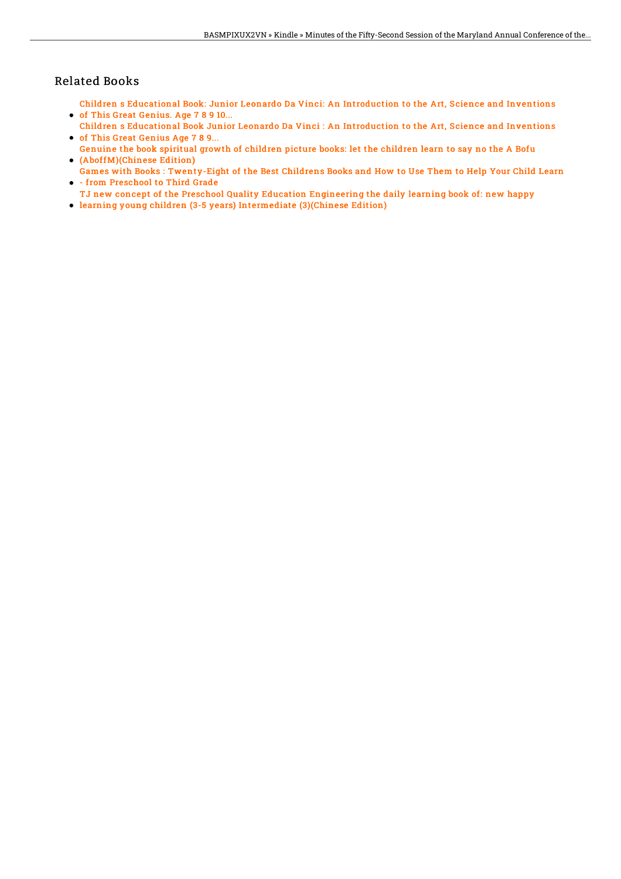## Related Books

- Children s Educational Book: Junior Leonardo Da Vinci: An Introduction to the Art, Science and Inventions of This Great Genius. Age 7 8 9 10...
- Children s Educational Book Junior Leonardo Da Vinci : An Introduction to the Art, Science and Inventions of This Great Genius Age 7 8 9...
- Genuine the book spiritual growth of children picture books: let the children learn to say no the A Bofu (AboffM)(Chinese Edition)
- Games with Books : Twenty-Eight of the Best Childrens Books and How to Use Them to Help Your Child Learn - from Preschool to Third Grade
- TJ new concept of the Preschool Quality Education Engineering the daily learning book of: new happy learning young children (3-5 years) Intermediate (3)(Chinese Edition)